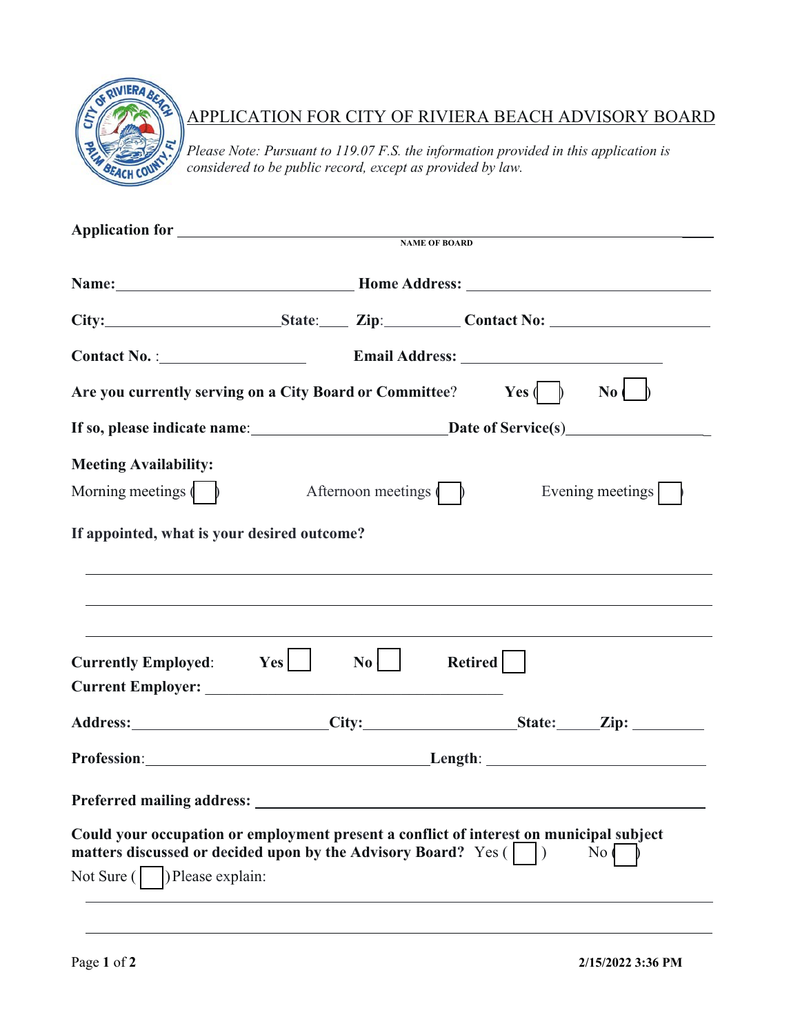# APPLICATION FOR CITY OF RIVIERA BEACH ADVISORY BOARD

*Please Note: Pursuant to 119.07 F.S. the information provided in this application is considered to be public record, except as provided by law.*

**Application for** ______________________________________________
NAME OF BOARD

**Name:** ______________________ **Home Address:** ______________________

**City:** ______________ **State:** ____ **Zip:** __________ **Contact No:** ______________

**Contact No. :** ______________ **Email Address:** ______________________

**Are you currently serving on a City Board or Committee?** **Yes** ( ☐ ) **No** ( ☐ )

**If so, please indicate name:** ______________________ **Date of Service(s)** ______________

**Meeting Availability:**

Morning meetings ( ☐ ) Afternoon meetings ( ☐ ) Evening meetings ( ☐ )

**If appointed, what is your desired outcome?**

______________________________________________

______________________________________________

______________________________________________

**Currently Employed:** **Yes** ☐ **No** ☐ **Retired** ☐

**Current Employer:** ______________________________

**Address:** ______________________ **City:** ______________ **State:** ______ **Zip:** __________

**Profession:** ______________________________ **Length:** ______________________

**Preferred mailing address:** ______________________________________________

**Could your occupation or employment present a conflict of interest on municipal subject matters discussed or decided upon by the Advisory Board?** Yes ( ☐ ) No ( ☐ )

Not Sure ( ☐ ) Please explain:

______________________________________________

______________________________________________

2/15/2022 3:36 PM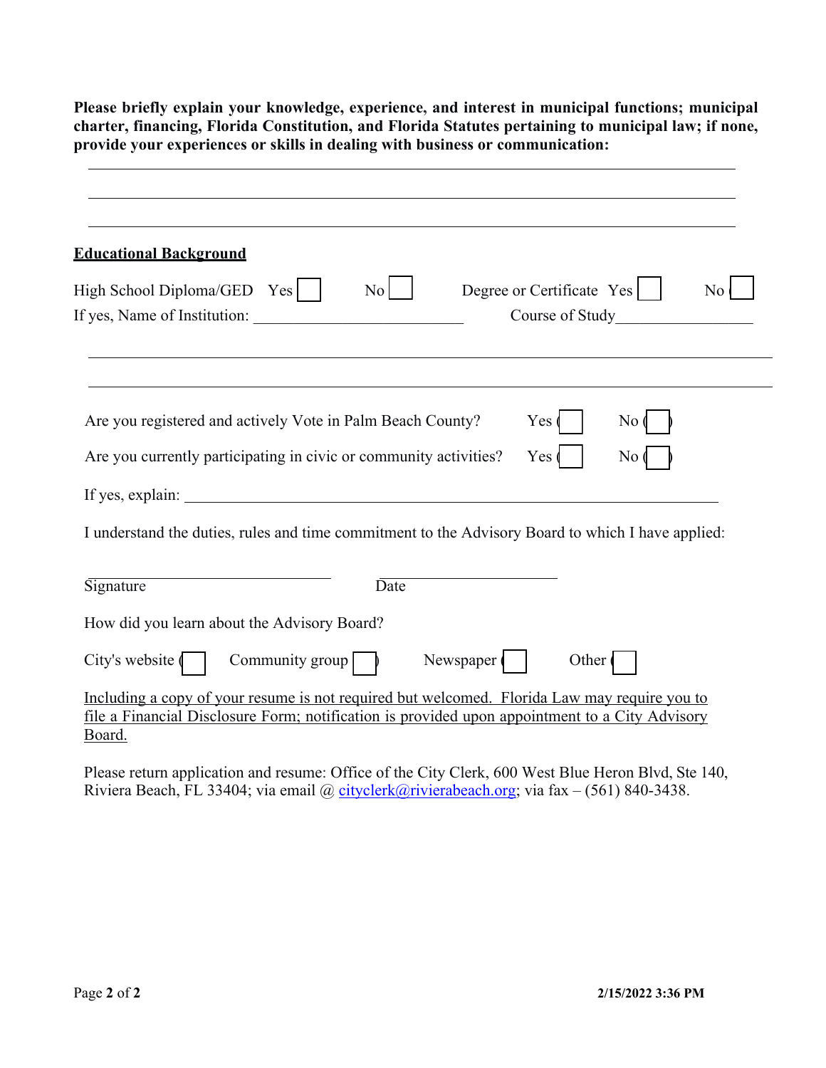**Please briefly explain your knowledge, experience, and interest in municipal functions; municipal charter, financing, Florida Constitution, and Florida Statutes pertaining to municipal law; if none, provide your experiences or skills in dealing with business or communication:**

\_\_\_\_\_\_\_\_\_\_\_\_\_\_\_\_\_\_\_\_\_\_\_\_\_\_\_\_\_\_\_\_\_\_\_\_\_\_\_\_\_\_\_\_\_\_\_\_\_\_\_\_\_\_\_\_\_\_\_\_\_\_\_\_\_\_\_\_\_\_\_\_\_\_\_\_

\_\_\_\_\_\_\_\_\_\_\_\_\_\_\_\_\_\_\_\_\_\_\_\_\_\_\_\_\_\_\_\_\_\_\_\_\_\_\_\_\_\_\_\_\_\_\_\_\_\_\_\_\_\_\_\_\_\_\_\_\_\_\_\_\_\_\_\_\_\_\_\_\_\_\_\_

\_\_\_\_\_\_\_\_\_\_\_\_\_\_\_\_\_\_\_\_\_\_\_\_\_\_\_\_\_\_\_\_\_\_\_\_\_\_\_\_\_\_\_\_\_\_\_\_\_\_\_\_\_\_\_\_\_\_\_\_\_\_\_\_\_\_\_\_\_\_\_\_\_\_\_\_

**Educational Background**

High School Diploma/GED Yes ☐ No ☐ Degree or Certificate Yes ☐ No ☐

If yes, Name of Institution: \_\_\_\_\_\_\_\_\_\_\_\_\_\_\_\_\_\_\_\_\_\_\_\_\_\_ Course of Study\_\_\_\_\_\_\_\_\_\_\_\_\_\_\_\_\_

\_\_\_\_\_\_\_\_\_\_\_\_\_\_\_\_\_\_\_\_\_\_\_\_\_\_\_\_\_\_\_\_\_\_\_\_\_\_\_\_\_\_\_\_\_\_\_\_\_\_\_\_\_\_\_\_\_\_\_\_\_\_\_\_\_\_\_\_\_\_\_\_\_\_\_\_

\_\_\_\_\_\_\_\_\_\_\_\_\_\_\_\_\_\_\_\_\_\_\_\_\_\_\_\_\_\_\_\_\_\_\_\_\_\_\_\_\_\_\_\_\_\_\_\_\_\_\_\_\_\_\_\_\_\_\_\_\_\_\_\_\_\_\_\_\_\_\_\_\_\_\_\_

Are you registered and actively Vote in Palm Beach County? Yes ☐ No ☐

Are you currently participating in civic or community activities? Yes ☐ No ☐

If yes, explain: \_\_\_\_\_\_\_\_\_\_\_\_\_\_\_\_\_\_\_\_\_\_\_\_\_\_\_\_\_\_\_\_\_\_\_\_\_\_\_\_\_\_\_\_\_\_\_\_\_\_\_\_\_\_\_\_\_\_\_\_\_\_

I understand the duties, rules and time commitment to the Advisory Board to which I have applied:

\_\_\_\_\_\_\_\_\_\_\_\_\_\_\_\_\_\_\_\_\_\_\_\_\_\_ \_\_\_\_\_\_\_\_\_\_\_\_\_\_\_\_\_\_\_\_

Signature Date

How did you learn about the Advisory Board?

City's website ☐ Community group ☐ Newspaper ☐ Other ☐

Including a copy of your resume is not required but welcomed. Florida Law may require you to file a Financial Disclosure Form; notification is provided upon appointment to a City Advisory Board.

Please return application and resume: Office of the City Clerk, 600 West Blue Heron Blvd, Ste 140, Riviera Beach, FL 33404; via email @ cityclerk@rivierabeach.org; via fax – (561) 840-3438.

**2/15/2022 3:36 PM**